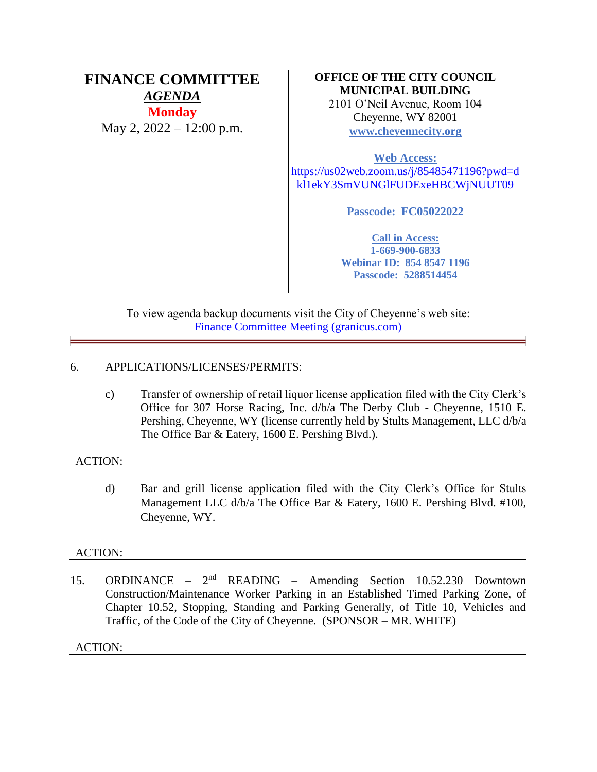# FINANCE COMMITTEE

***AGENDA***

**Monday**

May 2, 2022 – 12:00 p.m.

**OFFICE OF THE CITY COUNCIL**
**MUNICIPAL BUILDING**
2101 O'Neil Avenue, Room 104
Cheyenne, WY 82001
**www.cheyennecity.org**

**Web Access:**
https://us02web.zoom.us/j/85485471196?pwd=dkl1ekY3SmVUNGlFUDExeHBCWjNUUT09

**Passcode: FC05022022**

**Call in Access:**
**1-669-900-6833**
**Webinar ID: 854 8547 1196**
**Passcode: 5288514454**

To view agenda backup documents visit the City of Cheyenne's web site: Finance Committee Meeting (granicus.com)

---

6. APPLICATIONS/LICENSES/PERMITS:

   c) Transfer of ownership of retail liquor license application filed with the City Clerk's Office for 307 Horse Racing, Inc. d/b/a The Derby Club - Cheyenne, 1510 E. Pershing, Cheyenne, WY (license currently held by Stults Management, LLC d/b/a The Office Bar & Eatery, 1600 E. Pershing Blvd.).

ACTION:

   d) Bar and grill license application filed with the City Clerk's Office for Stults Management LLC d/b/a The Office Bar & Eatery, 1600 E. Pershing Blvd. #100, Cheyenne, WY.

ACTION:

15. ORDINANCE – 2nd READING – Amending Section 10.52.230 Downtown Construction/Maintenance Worker Parking in an Established Timed Parking Zone, of Chapter 10.52, Stopping, Standing and Parking Generally, of Title 10, Vehicles and Traffic, of the Code of the City of Cheyenne. (SPONSOR – MR. WHITE)

ACTION: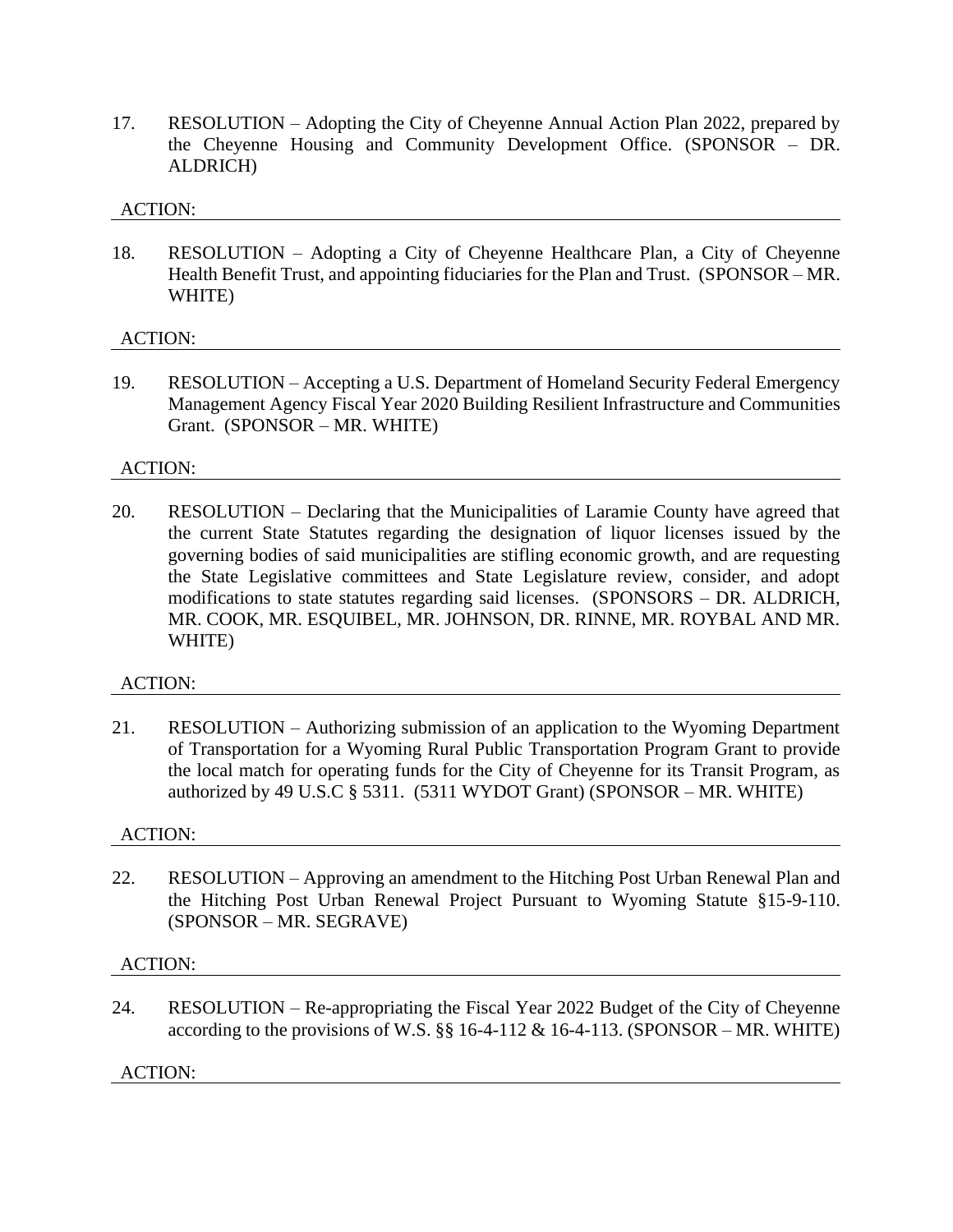17. RESOLUTION – Adopting the City of Cheyenne Annual Action Plan 2022, prepared by the Cheyenne Housing and Community Development Office. (SPONSOR – DR. ALDRICH)

ACTION:

18. RESOLUTION – Adopting a City of Cheyenne Healthcare Plan, a City of Cheyenne Health Benefit Trust, and appointing fiduciaries for the Plan and Trust. (SPONSOR – MR. WHITE)

ACTION:

19. RESOLUTION – Accepting a U.S. Department of Homeland Security Federal Emergency Management Agency Fiscal Year 2020 Building Resilient Infrastructure and Communities Grant. (SPONSOR – MR. WHITE)

ACTION:

20. RESOLUTION – Declaring that the Municipalities of Laramie County have agreed that the current State Statutes regarding the designation of liquor licenses issued by the governing bodies of said municipalities are stifling economic growth, and are requesting the State Legislative committees and State Legislature review, consider, and adopt modifications to state statutes regarding said licenses. (SPONSORS – DR. ALDRICH, MR. COOK, MR. ESQUIBEL, MR. JOHNSON, DR. RINNE, MR. ROYBAL AND MR. WHITE)

ACTION:

21. RESOLUTION – Authorizing submission of an application to the Wyoming Department of Transportation for a Wyoming Rural Public Transportation Program Grant to provide the local match for operating funds for the City of Cheyenne for its Transit Program, as authorized by 49 U.S.C § 5311. (5311 WYDOT Grant) (SPONSOR – MR. WHITE)

ACTION:

22. RESOLUTION – Approving an amendment to the Hitching Post Urban Renewal Plan and the Hitching Post Urban Renewal Project Pursuant to Wyoming Statute §15-9-110. (SPONSOR – MR. SEGRAVE)

ACTION:

24. RESOLUTION – Re-appropriating the Fiscal Year 2022 Budget of the City of Cheyenne according to the provisions of W.S. §§ 16-4-112 & 16-4-113. (SPONSOR – MR. WHITE)

ACTION: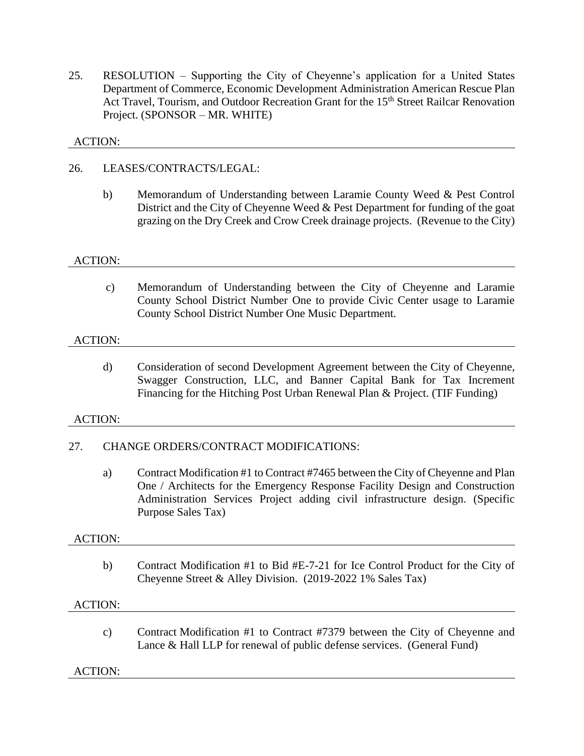25. RESOLUTION – Supporting the City of Cheyenne's application for a United States Department of Commerce, Economic Development Administration American Rescue Plan Act Travel, Tourism, and Outdoor Recreation Grant for the 15th Street Railcar Renovation Project. (SPONSOR – MR. WHITE)

ACTION: ______________________________________________________________________

26. LEASES/CONTRACTS/LEGAL:

    b) Memorandum of Understanding between Laramie County Weed & Pest Control District and the City of Cheyenne Weed & Pest Department for funding of the goat grazing on the Dry Creek and Crow Creek drainage projects. (Revenue to the City)

ACTION: ______________________________________________________________________

    c) Memorandum of Understanding between the City of Cheyenne and Laramie County School District Number One to provide Civic Center usage to Laramie County School District Number One Music Department.

ACTION: ______________________________________________________________________

    d) Consideration of second Development Agreement between the City of Cheyenne, Swagger Construction, LLC, and Banner Capital Bank for Tax Increment Financing for the Hitching Post Urban Renewal Plan & Project. (TIF Funding)

ACTION: ______________________________________________________________________

27. CHANGE ORDERS/CONTRACT MODIFICATIONS:

    a) Contract Modification #1 to Contract #7465 between the City of Cheyenne and Plan One / Architects for the Emergency Response Facility Design and Construction Administration Services Project adding civil infrastructure design. (Specific Purpose Sales Tax)

ACTION: ______________________________________________________________________

    b) Contract Modification #1 to Bid #E-7-21 for Ice Control Product for the City of Cheyenne Street & Alley Division. (2019-2022 1% Sales Tax)

ACTION: ______________________________________________________________________

    c) Contract Modification #1 to Contract #7379 between the City of Cheyenne and Lance & Hall LLP for renewal of public defense services. (General Fund)

ACTION: ______________________________________________________________________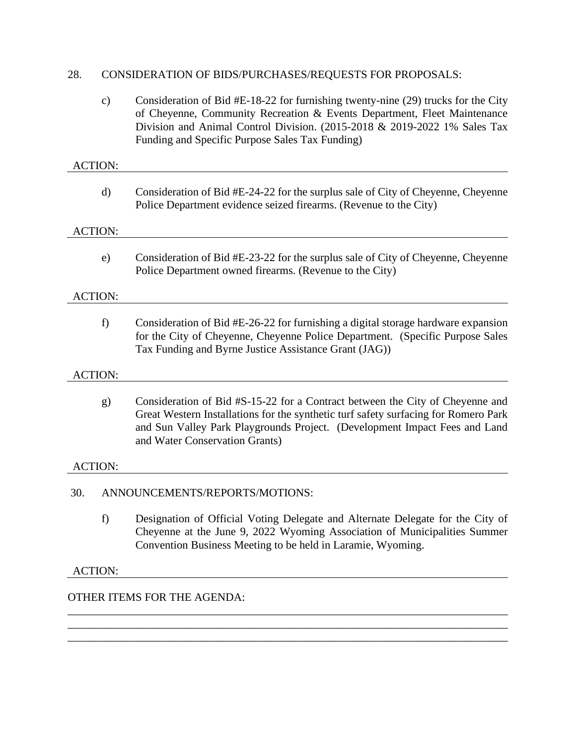28. CONSIDERATION OF BIDS/PURCHASES/REQUESTS FOR PROPOSALS:

c) Consideration of Bid #E-18-22 for furnishing twenty-nine (29) trucks for the City of Cheyenne, Community Recreation & Events Department, Fleet Maintenance Division and Animal Control Division. (2015-2018 & 2019-2022 1% Sales Tax Funding and Specific Purpose Sales Tax Funding)

ACTION: ______________________________________________________________________

d) Consideration of Bid #E-24-22 for the surplus sale of City of Cheyenne, Cheyenne Police Department evidence seized firearms. (Revenue to the City)

ACTION: ______________________________________________________________________

e) Consideration of Bid #E-23-22 for the surplus sale of City of Cheyenne, Cheyenne Police Department owned firearms. (Revenue to the City)

ACTION: ______________________________________________________________________

f) Consideration of Bid #E-26-22 for furnishing a digital storage hardware expansion for the City of Cheyenne, Cheyenne Police Department. (Specific Purpose Sales Tax Funding and Byrne Justice Assistance Grant (JAG))

ACTION: ______________________________________________________________________

g) Consideration of Bid #S-15-22 for a Contract between the City of Cheyenne and Great Western Installations for the synthetic turf safety surfacing for Romero Park and Sun Valley Park Playgrounds Project. (Development Impact Fees and Land and Water Conservation Grants)

ACTION: ______________________________________________________________________

30. ANNOUNCEMENTS/REPORTS/MOTIONS:

f) Designation of Official Voting Delegate and Alternate Delegate for the City of Cheyenne at the June 9, 2022 Wyoming Association of Municipalities Summer Convention Business Meeting to be held in Laramie, Wyoming.

ACTION: ______________________________________________________________________

OTHER ITEMS FOR THE AGENDA:

______________________________________________________________________________

______________________________________________________________________________

______________________________________________________________________________